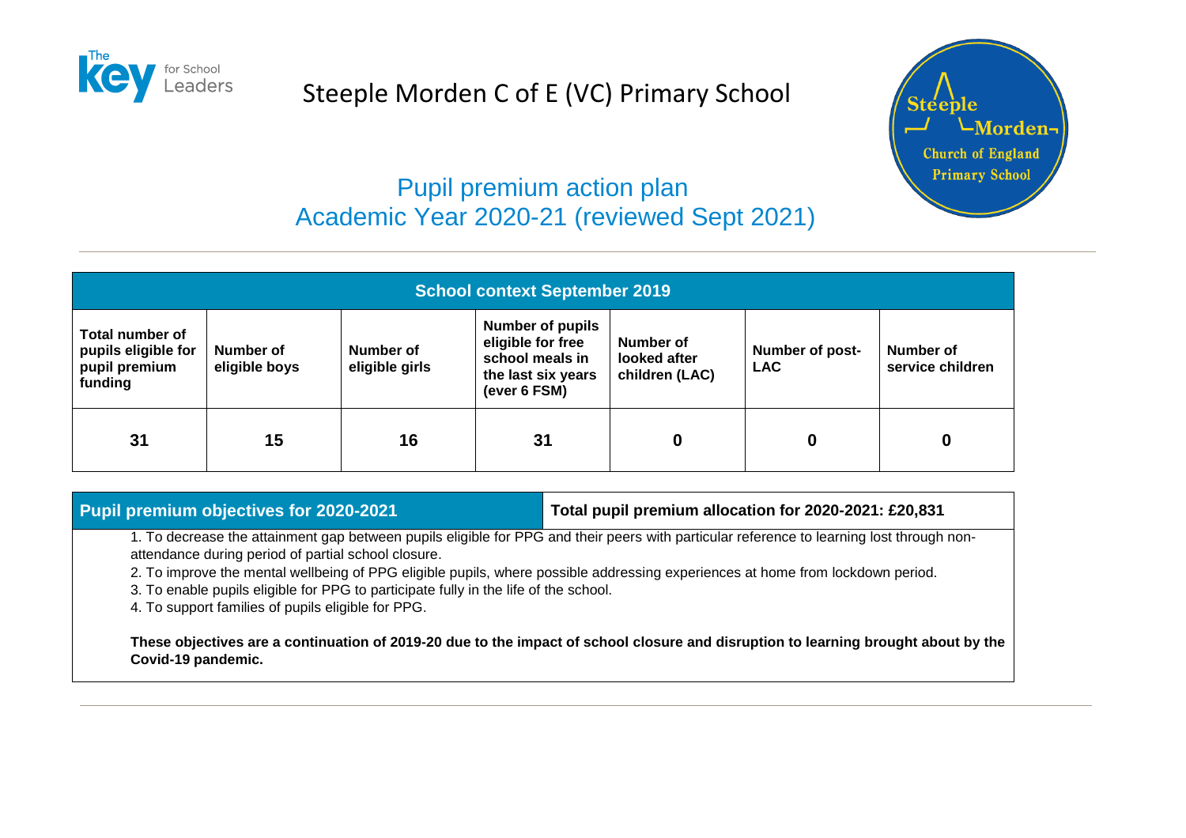# Steeple Morden C of E (VC) Primary School

## Pupil premium action plan
## Academic Year 2020-21 (reviewed Sept 2021)

| School context September 2019 | | | | | | |
|---|---|---|---|---|---|---|
| **Total number of pupils eligible for pupil premium funding** | **Number of eligible boys** | **Number of eligible girls** | **Number of pupils eligible for free school meals in the last six years (ever 6 FSM)** | **Number of looked after children (LAC)** | **Number of post-LAC** | **Number of service children** |
| **31** | **15** | **16** | **31** | **0** | **0** | **0** |

| Pupil premium objectives for 2020-2021 | Total pupil premium allocation for 2020-2021: £20,831 |
|---|---|

1. To decrease the attainment gap between pupils eligible for PPG and their peers with particular reference to learning lost through non-attendance during period of partial school closure.
2. To improve the mental wellbeing of PPG eligible pupils, where possible addressing experiences at home from lockdown period.
3. To enable pupils eligible for PPG to participate fully in the life of the school.
4. To support families of pupils eligible for PPG.

**These objectives are a continuation of 2019-20 due to the impact of school closure and disruption to learning brought about by the Covid-19 pandemic.**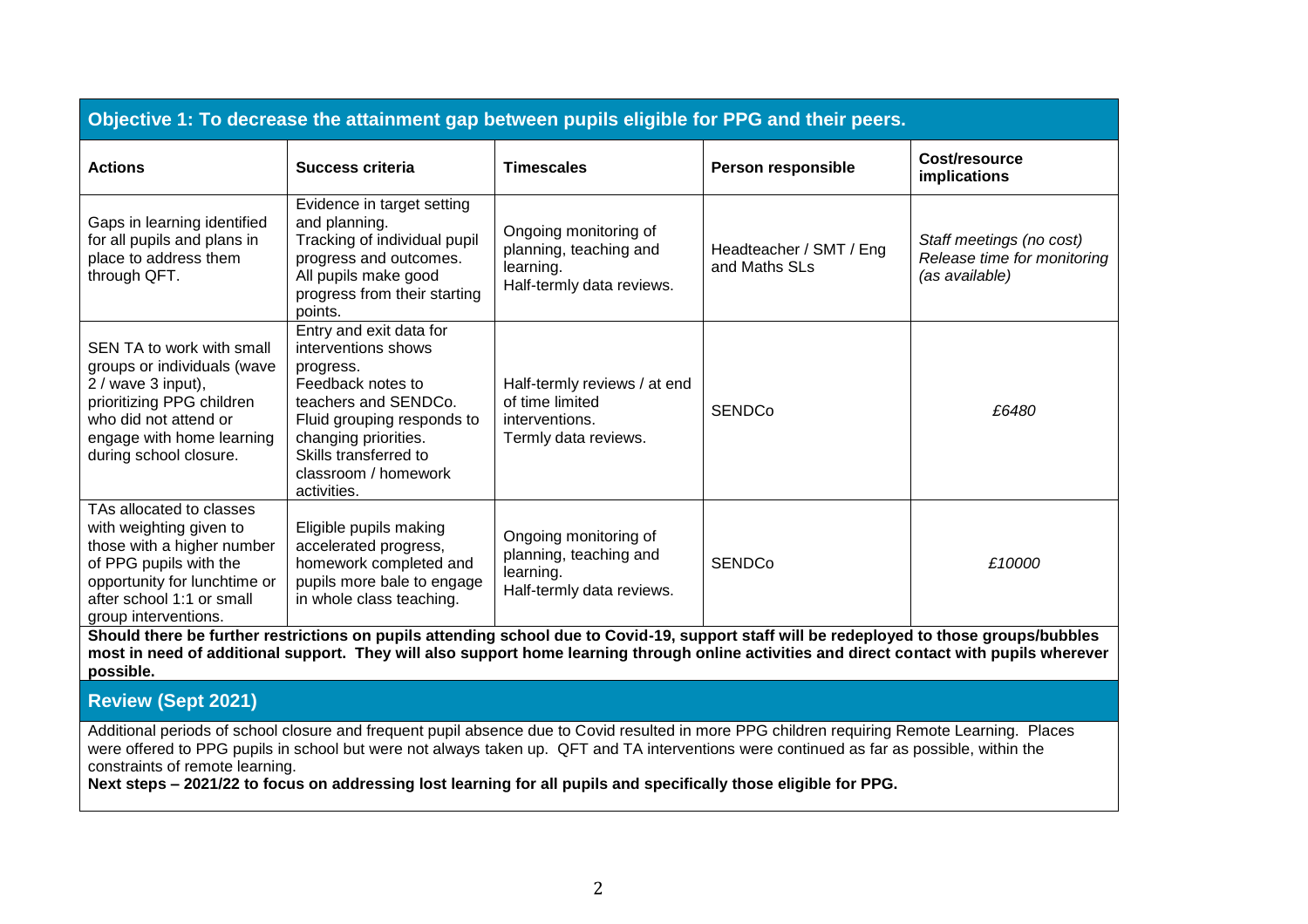## Objective 1: To decrease the attainment gap between pupils eligible for PPG and their peers.

| Actions | Success criteria | Timescales | Person responsible | Cost/resource implications |
|---|---|---|---|---|
| Gaps in learning identified for all pupils and plans in place to address them through QFT. | Evidence in target setting and planning. Tracking of individual pupil progress and outcomes. All pupils make good progress from their starting points. | Ongoing monitoring of planning, teaching and learning. Half-termly data reviews. | Headteacher / SMT / Eng and Maths SLs | *Staff meetings (no cost) Release time for monitoring (as available)* |
| SEN TA to work with small groups or individuals (wave 2 / wave 3 input), prioritizing PPG children who did not attend or engage with home learning during school closure. | Entry and exit data for interventions shows progress. Feedback notes to teachers and SENDCo. Fluid grouping responds to changing priorities. Skills transferred to classroom / homework activities. | Half-termly reviews / at end of time limited interventions. Termly data reviews. | SENDCo | *£6480* |
| TAs allocated to classes with weighting given to those with a higher number of PPG pupils with the opportunity for lunchtime or after school 1:1 or small group interventions. | Eligible pupils making accelerated progress, homework completed and pupils more bale to engage in whole class teaching. | Ongoing monitoring of planning, teaching and learning. Half-termly data reviews. | SENDCo | *£10000* |

**Should there be further restrictions on pupils attending school due to Covid-19, support staff will be redeployed to those groups/bubbles most in need of additional support. They will also support home learning through online activities and direct contact with pupils wherever possible.**

### Review (Sept 2021)

Additional periods of school closure and frequent pupil absence due to Covid resulted in more PPG children requiring Remote Learning. Places were offered to PPG pupils in school but were not always taken up. QFT and TA interventions were continued as far as possible, within the constraints of remote learning.

**Next steps – 2021/22 to focus on addressing lost learning for all pupils and specifically those eligible for PPG.**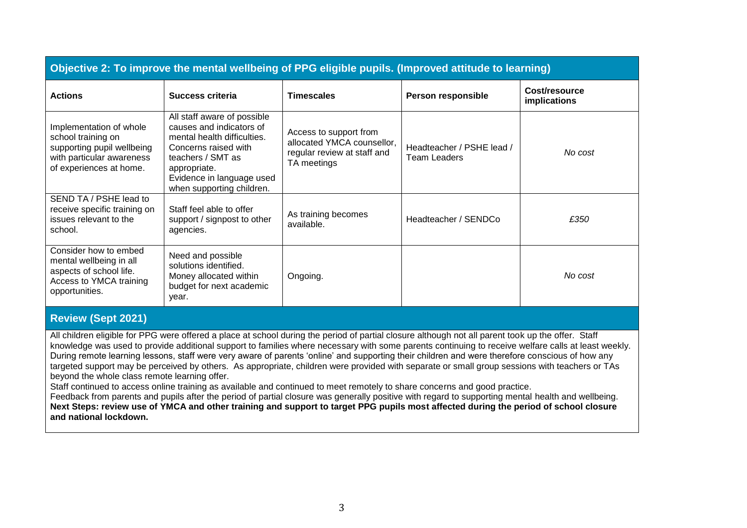## Objective 2: To improve the mental wellbeing of PPG eligible pupils. (Improved attitude to learning)

| Actions | Success criteria | Timescales | Person responsible | Cost/resource implications |
|---|---|---|---|---|
| Implementation of whole school training on supporting pupil wellbeing with particular awareness of experiences at home. | All staff aware of possible causes and indicators of mental health difficulties. Concerns raised with teachers / SMT as appropriate. Evidence in language used when supporting children. | Access to support from allocated YMCA counsellor, regular review at staff and TA meetings | Headteacher / PSHE lead / Team Leaders | *No cost* |
| SEND TA / PSHE lead to receive specific training on issues relevant to the school. | Staff feel able to offer support / signpost to other agencies. | As training becomes available. | Headteacher / SENDCo | *£350* |
| Consider how to embed mental wellbeing in all aspects of school life. Access to YMCA training opportunities. | Need and possible solutions identified. Money allocated within budget for next academic year. | Ongoing. | | *No cost* |

## Review (Sept 2021)

All children eligible for PPG were offered a place at school during the period of partial closure although not all parent took up the offer. Staff knowledge was used to provide additional support to families where necessary with some parents continuing to receive welfare calls at least weekly. During remote learning lessons, staff were very aware of parents 'online' and supporting their children and were therefore conscious of how any targeted support may be perceived by others. As appropriate, children were provided with separate or small group sessions with teachers or TAs beyond the whole class remote learning offer.

Staff continued to access online training as available and continued to meet remotely to share concerns and good practice.

Feedback from parents and pupils after the period of partial closure was generally positive with regard to supporting mental health and wellbeing.

**Next Steps: review use of YMCA and other training and support to target PPG pupils most affected during the period of school closure and national lockdown.**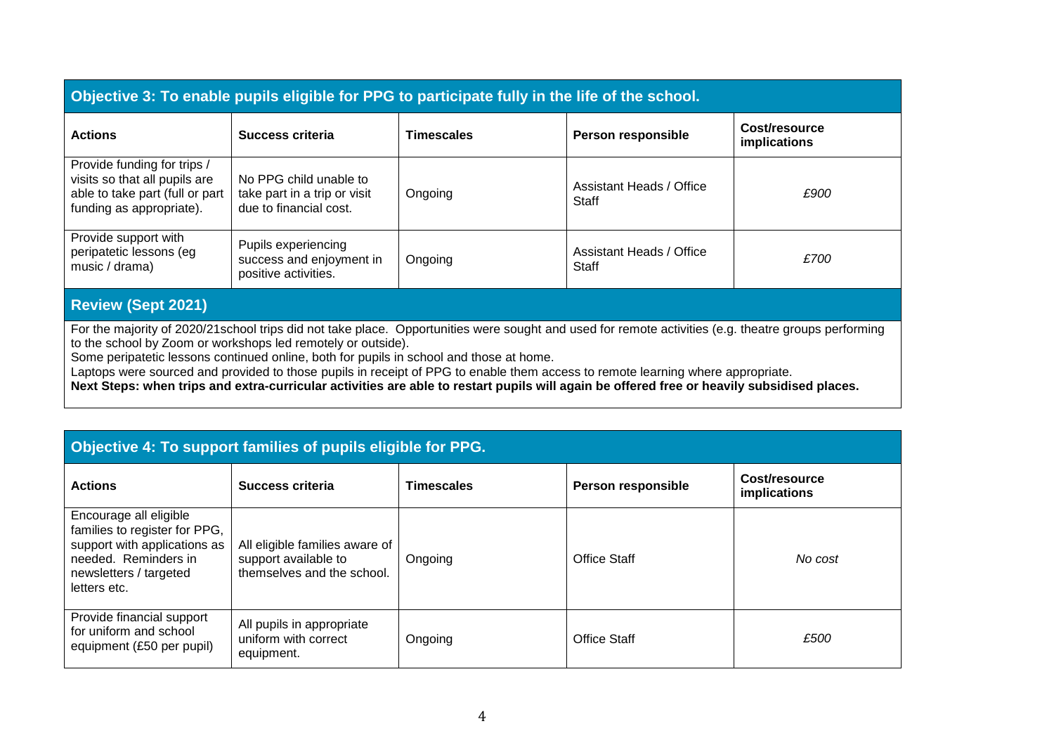## Objective 3: To enable pupils eligible for PPG to participate fully in the life of the school.

| Actions | Success criteria | Timescales | Person responsible | Cost/resource implications |
|---|---|---|---|---|
| Provide funding for trips / visits so that all pupils are able to take part (full or part funding as appropriate). | No PPG child unable to take part in a trip or visit due to financial cost. | Ongoing | Assistant Heads / Office Staff | *£900* |
| Provide support with peripatetic lessons (eg music / drama) | Pupils experiencing success and enjoyment in positive activities. | Ongoing | Assistant Heads / Office Staff | *£700* |

### Review (Sept 2021)

For the majority of 2020/21school trips did not take place. Opportunities were sought and used for remote activities (e.g. theatre groups performing to the school by Zoom or workshops led remotely or outside).
Some peripatetic lessons continued online, both for pupils in school and those at home.
Laptops were sourced and provided to those pupils in receipt of PPG to enable them access to remote learning where appropriate.
**Next Steps: when trips and extra-curricular activities are able to restart pupils will again be offered free or heavily subsidised places.**

## Objective 4: To support families of pupils eligible for PPG.

| Actions | Success criteria | Timescales | Person responsible | Cost/resource implications |
|---|---|---|---|---|
| Encourage all eligible families to register for PPG, support with applications as needed. Reminders in newsletters / targeted letters etc. | All eligible families aware of support available to themselves and the school. | Ongoing | Office Staff | *No cost* |
| Provide financial support for uniform and school equipment (£50 per pupil) | All pupils in appropriate uniform with correct equipment. | Ongoing | Office Staff | *£500* |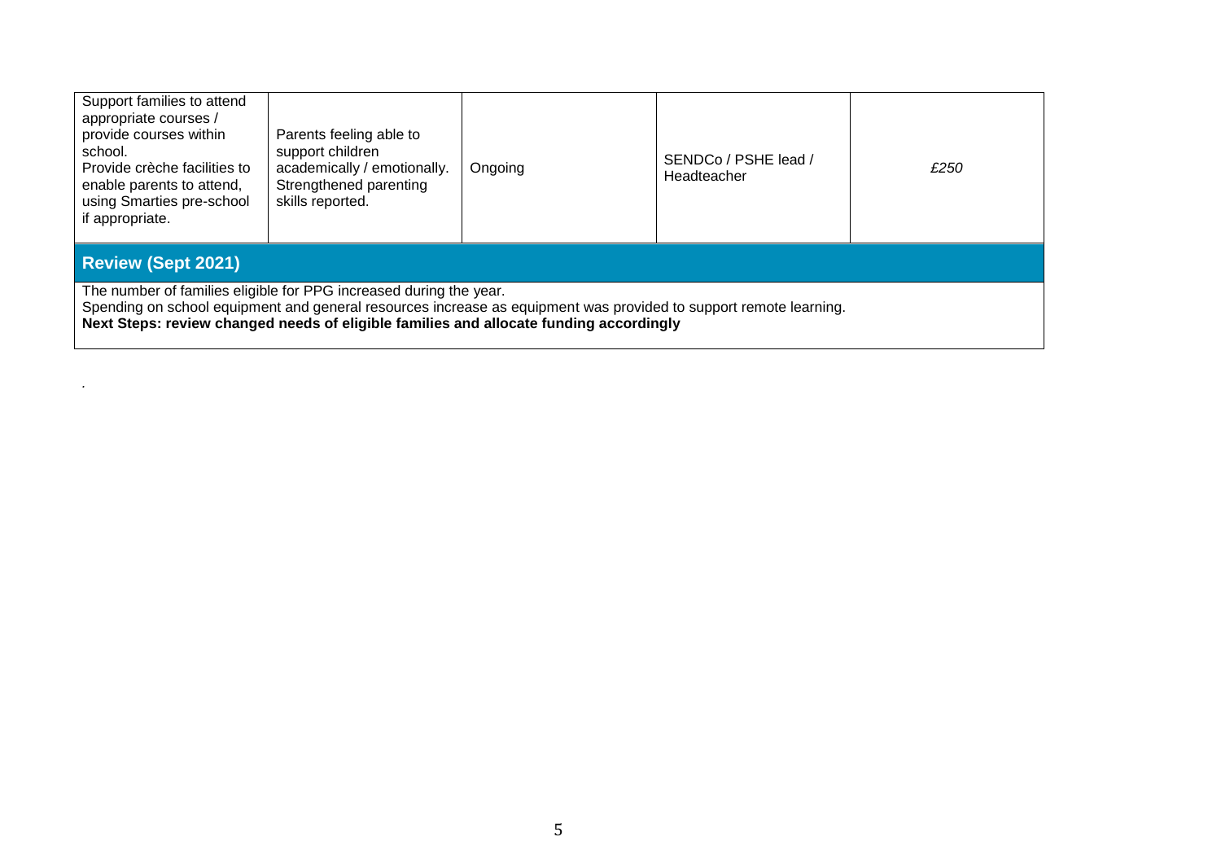| | | | | |
|---|---|---|---|---|
| Support families to attend appropriate courses / provide courses within school. Provide crèche facilities to enable parents to attend, using Smarties pre-school if appropriate. | Parents feeling able to support children academically / emotionally. Strengthened parenting skills reported. | Ongoing | SENDCo / PSHE lead / Headteacher | *£250* |

## Review (Sept 2021)

The number of families eligible for PPG increased during the year.
Spending on school equipment and general resources increase as equipment was provided to support remote learning.
**Next Steps: review changed needs of eligible families and allocate funding accordingly**

.